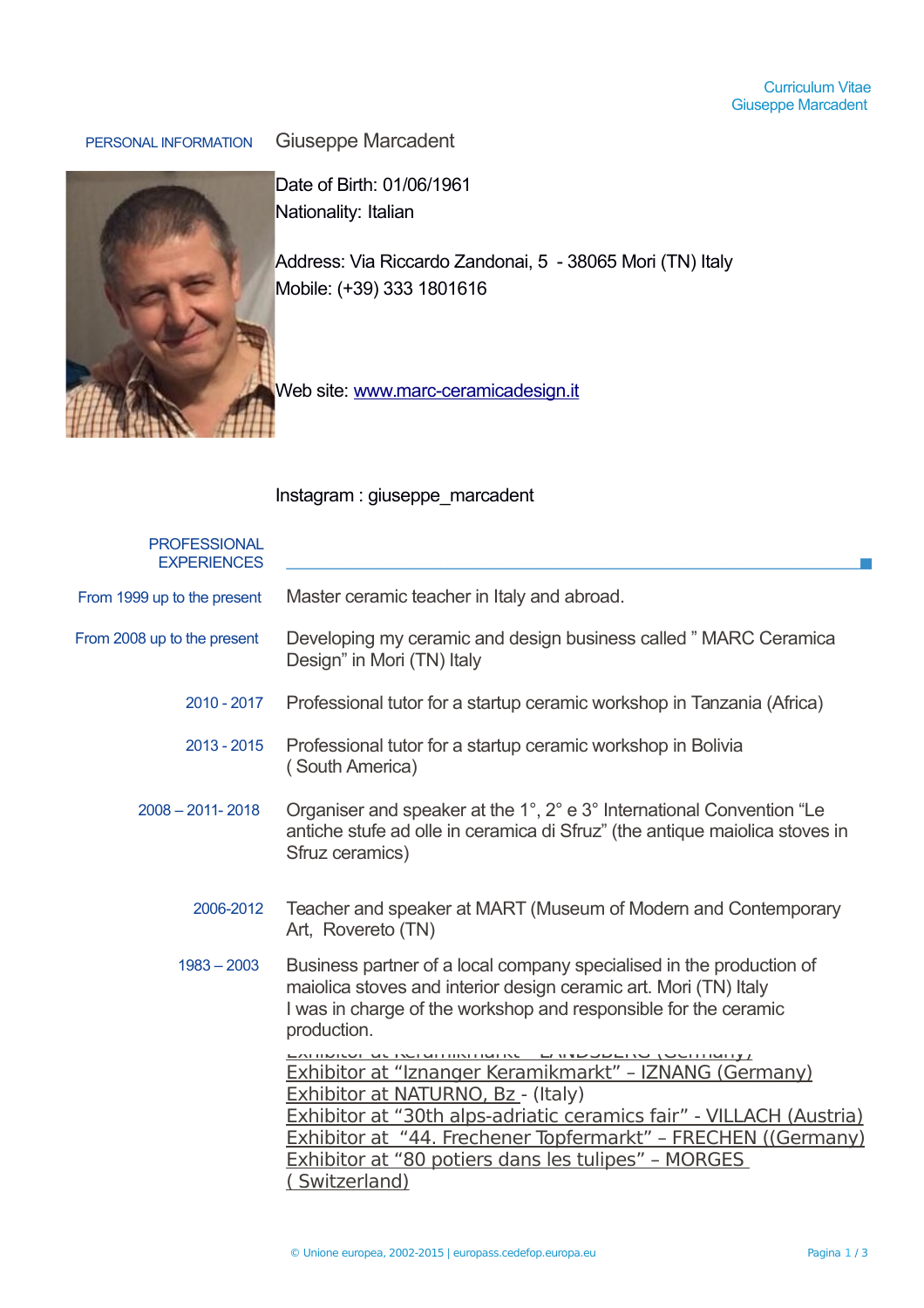## PERSONAL INFORMATION

**Giuseppe Marcadent**

Date of Birth: 01/06/1961
Nationality: Italian

Address: Via Riccardo Zandonai, 5 - 38065 Mori (TN) Italy
Mobile: (+39) 333 1801616

Web site: [www.marc-ceramicadesign.it](http://www.marc-ceramicadesign.it)

Instagram : giuseppe_marcadent

## PROFESSIONAL EXPERIENCES

**From 1999 up to the present**
Master ceramic teacher in Italy and abroad.

**From 2008 up to the present**
Developing my ceramic and design business called " MARC Ceramica Design" in Mori (TN) Italy

**2010 - 2017**
Professional tutor for a startup ceramic workshop in Tanzania (Africa)

**2013 - 2015**
Professional tutor for a startup ceramic workshop in Bolivia ( South America)

**2008 – 2011- 2018**
Organiser and speaker at the 1°, 2° e 3° International Convention "Le antiche stufe ad olle in ceramica di Sfruz" (the antique maiolica stoves in Sfruz ceramics)

**2006-2012**
Teacher and speaker at MART (Museum of Modern and Contemporary Art, Rovereto (TN)

**1983 – 2003**
Business partner of a local company specialised in the production of maiolica stoves and interior design ceramic art. Mori (TN) Italy
I was in charge of the workshop and responsible for the ceramic production.

Exhibitor at Keramikmarkt – LANDSBERG (Germany)
Exhibitor at "Iznanger Keramikmarkt" – IZNANG (Germany)
Exhibitor at NATURNO, Bz - (Italy)
Exhibitor at "30th alps-adriatic ceramics fair" - VILLACH (Austria)
Exhibitor at "44. Frechener Topfermarkt" – FRECHEN ((Germany)
Exhibitor at "80 potiers dans les tulipes" – MORGES ( Switzerland)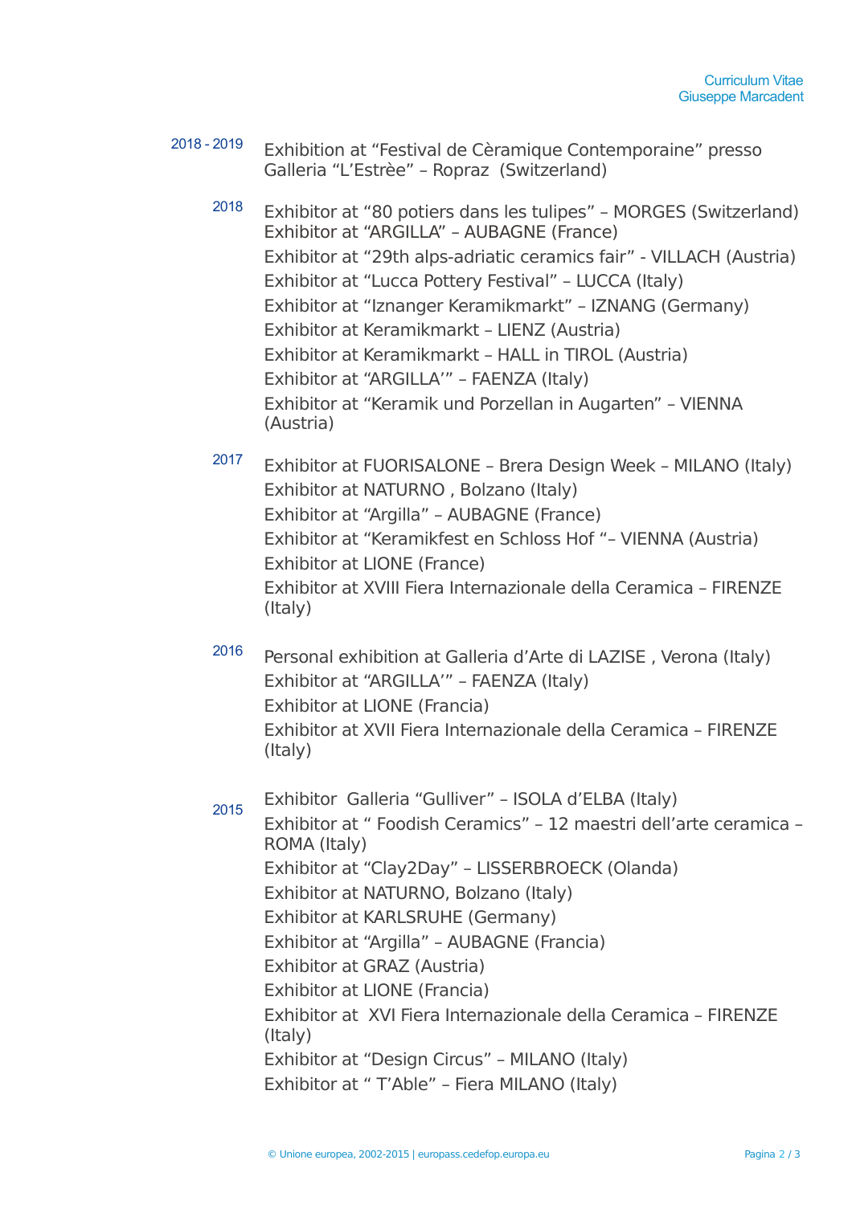2018 - 2019

Exhibition at “Festival de Cèramique Contemporaine” presso Galleria “L’Estrèe” – Ropraz (Switzerland)

2018

Exhibitor at “80 potiers dans les tulipes” – MORGES (Switzerland)
Exhibitor at “ARGILLA” – AUBAGNE (France)
Exhibitor at “29th alps-adriatic ceramics fair” - VILLACH (Austria)
Exhibitor at “Lucca Pottery Festival” – LUCCA (Italy)
Exhibitor at “Iznanger Keramikmarkt” – IZNANG (Germany)
Exhibitor at Keramikmarkt – LIENZ (Austria)
Exhibitor at Keramikmarkt – HALL in TIROL (Austria)
Exhibitor at “ARGILLA’” – FAENZA (Italy)
Exhibitor at “Keramik und Porzellan in Augarten” – VIENNA (Austria)

2017

Exhibitor at FUORISALONE – Brera Design Week – MILANO (Italy)
Exhibitor at NATURNO , Bolzano (Italy)
Exhibitor at “Argilla” – AUBAGNE (France)
Exhibitor at “Keramikfest en Schloss Hof “– VIENNA (Austria)
Exhibitor at LIONE (France)
Exhibitor at XVIII Fiera Internazionale della Ceramica – FIRENZE (Italy)

2016

Personal exhibition at Galleria d’Arte di LAZISE , Verona (Italy)
Exhibitor at “ARGILLA’” – FAENZA (Italy)
Exhibitor at LIONE (Francia)
Exhibitor at XVII Fiera Internazionale della Ceramica – FIRENZE (Italy)

2015

Exhibitor Galleria “Gulliver” – ISOLA d’ELBA (Italy)
Exhibitor at “ Foodish Ceramics” – 12 maestri dell’arte ceramica – ROMA (Italy)
Exhibitor at “Clay2Day” – LISSERBROECK (Olanda)
Exhibitor at NATURNO, Bolzano (Italy)
Exhibitor at KARLSRUHE (Germany)
Exhibitor at “Argilla” – AUBAGNE (Francia)
Exhibitor at GRAZ (Austria)
Exhibitor at LIONE (Francia)
Exhibitor at XVI Fiera Internazionale della Ceramica – FIRENZE (Italy)
Exhibitor at “Design Circus” – MILANO (Italy)
Exhibitor at “ T’Able” – Fiera MILANO (Italy)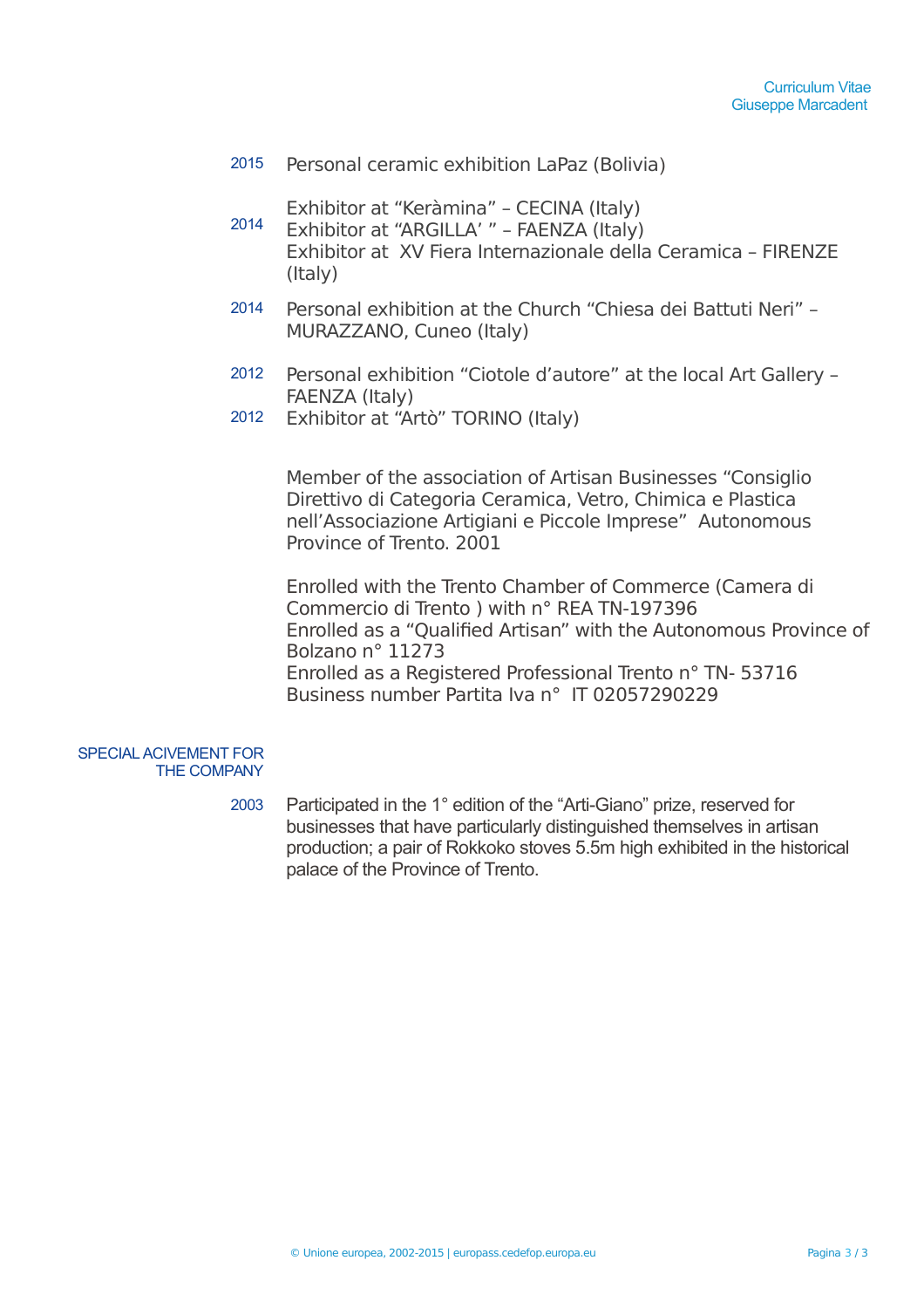2015 Personal ceramic exhibition LaPaz (Bolivia)

2014 Exhibitor at “Keràmina” – CECINA (Italy)
Exhibitor at “ARGILLA’ ” – FAENZA (Italy)
Exhibitor at XV Fiera Internazionale della Ceramica – FIRENZE (Italy)

2014 Personal exhibition at the Church “Chiesa dei Battuti Neri” – MURAZZANO, Cuneo (Italy)

2012 Personal exhibition “Ciotole d’autore” at the local Art Gallery – FAENZA (Italy)

2012 Exhibitor at “Artò” TORINO (Italy)

Member of the association of Artisan Businesses “Consiglio Direttivo di Categoria Ceramica, Vetro, Chimica e Plastica nell’Associazione Artigiani e Piccole Imprese” Autonomous Province of Trento. 2001

Enrolled with the Trento Chamber of Commerce (Camera di Commercio di Trento ) with n° REA TN-197396
Enrolled as a “Qualified Artisan” with the Autonomous Province of Bolzano n° 11273
Enrolled as a Registered Professional Trento n° TN- 53716
Business number Partita Iva n° IT 02057290229

## SPECIAL ACIVEMENT FOR THE COMPANY

2003 Participated in the 1° edition of the “Arti-Giano” prize, reserved for businesses that have particularly distinguished themselves in artisan production; a pair of Rokkoko stoves 5.5m high exhibited in the historical palace of the Province of Trento.